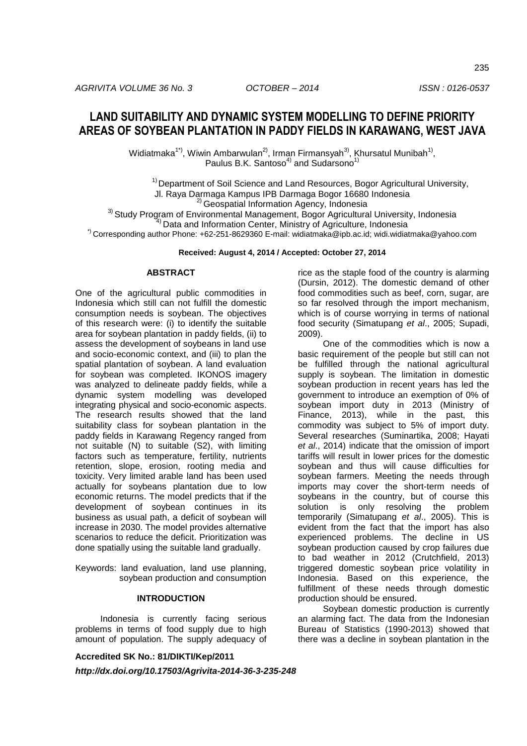# LAND SUITABILITY AND DYNAMIC SYSTEM MODELLING TO DEFINE PRIORITY AREAS OF SOYBEAN PLANTATION IN PADDY FIELDS IN KARAWANG, WEST JAVA

Widiatmaka[1*)], Wiwin Ambarwulan[2)], Irman Firmansyah[3)], Khursatul Munibah[1)], Paulus B.K. Santoso[4)] and Sudarsono[1)]

[1)] Department of Soil Science and Land Resources, Bogor Agricultural University, Jl. Raya Darmaga Kampus IPB Darmaga Bogor 16680 Indonesia
[2)] Geospatial Information Agency, Indonesia
[3)] Study Program of Environmental Management, Bogor Agricultural University, Indonesia
[4)] Data and Information Center, Ministry of Agriculture, Indonesia
[*)] Corresponding author Phone: +62-251-8629360 E-mail: widiatmaka@ipb.ac.id; widi.widiatmaka@yahoo.com

**Received: August 4, 2014 / Accepted: October 27, 2014**

## ABSTRACT

One of the agricultural public commodities in Indonesia which still can not fulfill the domestic consumption needs is soybean. The objectives of this research were: (i) to identify the suitable area for soybean plantation in paddy fields, (ii) to assess the development of soybeans in land use and socio-economic context, and (iii) to plan the spatial plantation of soybean. A land evaluation for soybean was completed. IKONOS imagery was analyzed to delineate paddy fields, while a dynamic system modelling was developed integrating physical and socio-economic aspects. The research results showed that the land suitability class for soybean plantation in the paddy fields in Karawang Regency ranged from not suitable (N) to suitable (S2), with limiting factors such as temperature, fertility, nutrients retention, slope, erosion, rooting media and toxicity. Very limited arable land has been used actually for soybeans plantation due to low economic returns. The model predicts that if the development of soybean continues in its business as usual path, a deficit of soybean will increase in 2030. The model provides alternative scenarios to reduce the deficit. Prioritization was done spatially using the suitable land gradually.

Keywords: land evaluation, land use planning, soybean production and consumption

## INTRODUCTION

Indonesia is currently facing serious problems in terms of food supply due to high amount of population. The supply adequacy of rice as the staple food of the country is alarming (Dursin, 2012). The domestic demand of other food commodities such as beef, corn, sugar, are so far resolved through the import mechanism, which is of course worrying in terms of national food security (Simatupang *et al*., 2005; Supadi, 2009).

One of the commodities which is now a basic requirement of the people but still can not be fulfilled through the national agricultural supply is soybean. The limitation in domestic soybean production in recent years has led the government to introduce an exemption of 0% of soybean import duty in 2013 (Ministry of Finance, 2013), while in the past, this commodity was subject to 5% of import duty. Several researches (Suminartika, 2008; Hayati *et al*., 2014) indicate that the omission of import tariffs will result in lower prices for the domestic soybean and thus will cause difficulties for soybean farmers. Meeting the needs through imports may cover the short-term needs of soybeans in the country, but of course this solution is only resolving the problem temporarily (Simatupang *et al*., 2005). This is evident from the fact that the import has also experienced problems. The decline in US soybean production caused by crop failures due to bad weather in 2012 (Crutchfield, 2013) triggered domestic soybean price volatility in Indonesia. Based on this experience, the fulfillment of these needs through domestic production should be ensured.

Soybean domestic production is currently an alarming fact. The data from the Indonesian Bureau of Statistics (1990-2013) showed that there was a decline in soybean plantation in the

**Accredited SK No.: 81/DIKTI/Kep/2011**

***http://dx.doi.org/10.17503/Agrivita-2014-36-3-235-248***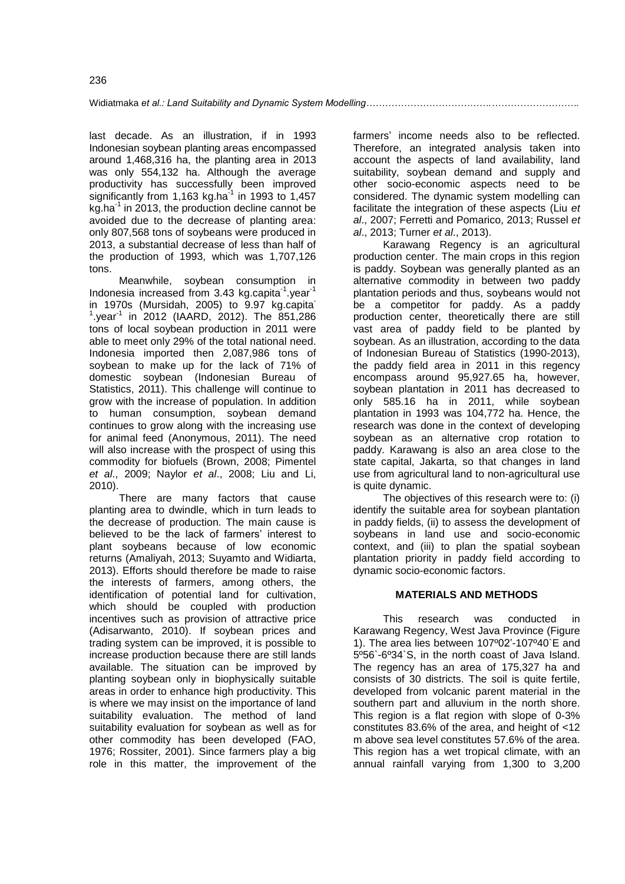last decade. As an illustration, if in 1993 Indonesian soybean planting areas encompassed around 1,468,316 ha, the planting area in 2013 was only 554,132 ha. Although the average productivity has successfully been improved significantly from 1,163 kg.ha$^{-1}$ in 1993 to 1,457 kg.ha$^{-1}$ in 2013, the production decline cannot be avoided due to the decrease of planting area: only 807,568 tons of soybeans were produced in 2013, a substantial decrease of less than half of the production of 1993, which was 1,707,126 tons.

Meanwhile, soybean consumption in Indonesia increased from 3.43 kg.capita$^{-1}$.year$^{-1}$ in 1970s (Mursidah, 2005) to 9.97 kg.capita$^{-1}$.year$^{-1}$ in 2012 (IAARD, 2012). The 851,286 tons of local soybean production in 2011 were able to meet only 29% of the total national need. Indonesia imported then 2,087,986 tons of soybean to make up for the lack of 71% of domestic soybean (Indonesian Bureau of Statistics, 2011). This challenge will continue to grow with the increase of population. In addition to human consumption, soybean demand continues to grow along with the increasing use for animal feed (Anonymous, 2011). The need will also increase with the prospect of using this commodity for biofuels (Brown, 2008; Pimentel *et al*., 2009; Naylor *et al*., 2008; Liu and Li, 2010).

There are many factors that cause planting area to dwindle, which in turn leads to the decrease of production. The main cause is believed to be the lack of farmers' interest to plant soybeans because of low economic returns (Amaliyah, 2013; Suyamto and Widiarta, 2013). Efforts should therefore be made to raise the interests of farmers, among others, the identification of potential land for cultivation, which should be coupled with production incentives such as provision of attractive price (Adisarwanto, 2010). If soybean prices and trading system can be improved, it is possible to increase production because there are still lands available. The situation can be improved by planting soybean only in biophysically suitable areas in order to enhance high productivity. This is where we may insist on the importance of land suitability evaluation. The method of land suitability evaluation for soybean as well as for other commodity has been developed (FAO, 1976; Rossiter, 2001). Since farmers play a big role in this matter, the improvement of the farmers' income needs also to be reflected. Therefore, an integrated analysis taken into account the aspects of land availability, land suitability, soybean demand and supply and other socio-economic aspects need to be considered. The dynamic system modelling can facilitate the integration of these aspects (Liu *et al*., 2007; Ferretti and Pomarico, 2013; Russel *et al*., 2013; Turner *et al*., 2013).

Karawang Regency is an agricultural production center. The main crops in this region is paddy. Soybean was generally planted as an alternative commodity in between two paddy plantation periods and thus, soybeans would not be a competitor for paddy. As a paddy production center, theoretically there are still vast area of paddy field to be planted by soybean. As an illustration, according to the data of Indonesian Bureau of Statistics (1990-2013), the paddy field area in 2011 in this regency encompass around 95,927.65 ha, however, soybean plantation in 2011 has decreased to only 585.16 ha in 2011, while soybean plantation in 1993 was 104,772 ha. Hence, the research was done in the context of developing soybean as an alternative crop rotation to paddy. Karawang is also an area close to the state capital, Jakarta, so that changes in land use from agricultural land to non-agricultural use is quite dynamic.

The objectives of this research were to: (i) identify the suitable area for soybean plantation in paddy fields, (ii) to assess the development of soybeans in land use and socio-economic context, and (iii) to plan the spatial soybean plantation priority in paddy field according to dynamic socio-economic factors.

## MATERIALS AND METHODS

This research was conducted in Karawang Regency, West Java Province (Figure 1). The area lies between 107º02'-107º40`E and 5º56`-6º34`S, in the north coast of Java Island. The regency has an area of 175,327 ha and consists of 30 districts. The soil is quite fertile, developed from volcanic parent material in the southern part and alluvium in the north shore. This region is a flat region with slope of 0-3% constitutes 83.6% of the area, and height of <12 m above sea level constitutes 57.6% of the area. This region has a wet tropical climate, with an annual rainfall varying from 1,300 to 3,200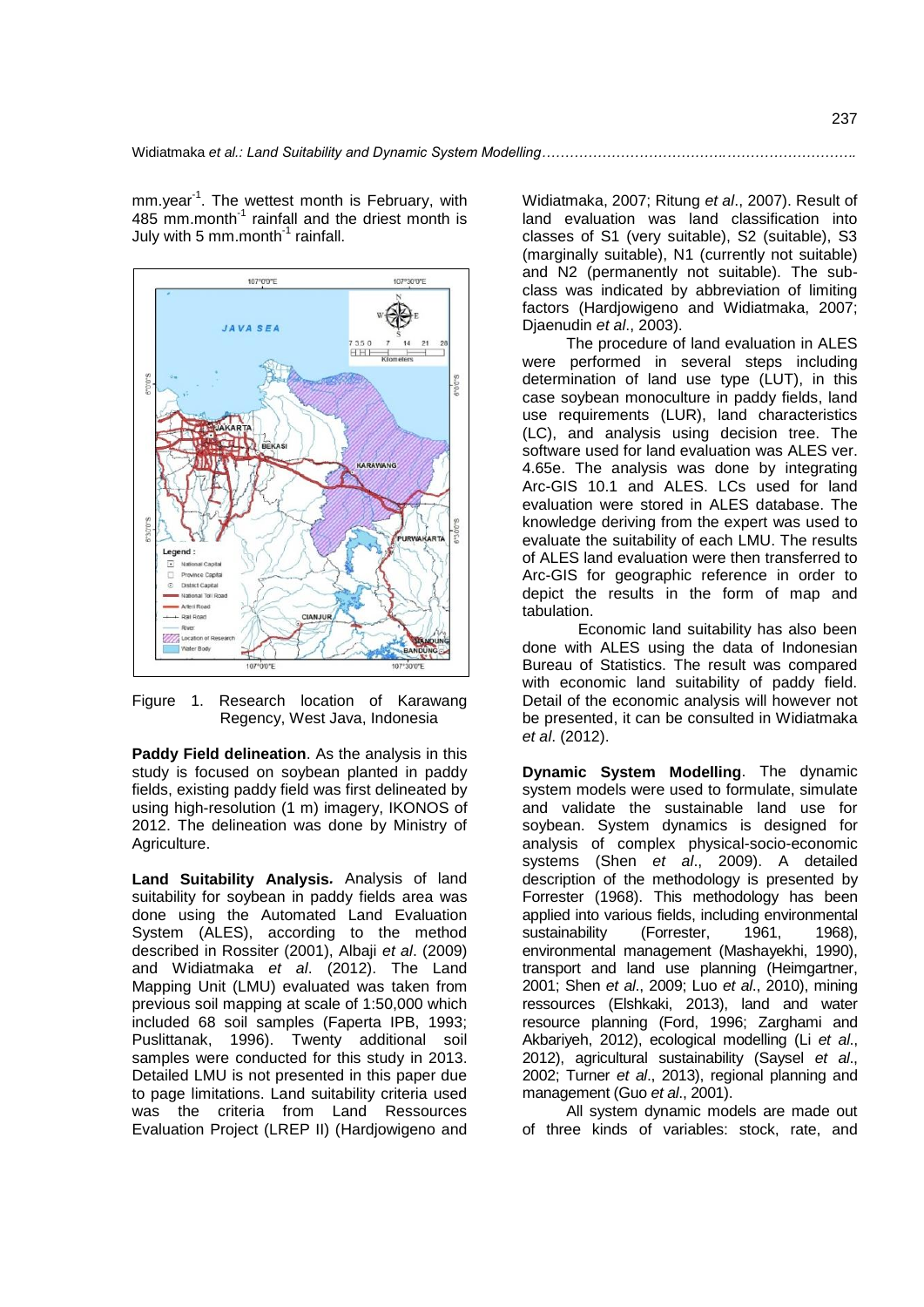mm.year$^{-1}$. The wettest month is February, with 485 mm.month$^{-1}$ rainfall and the driest month is July with 5 mm.month$^{-1}$ rainfall.

Figure 1. Research location of Karawang Regency, West Java, Indonesia

**Paddy Field delineation**. As the analysis in this study is focused on soybean planted in paddy fields, existing paddy field was first delineated by using high-resolution (1 m) imagery, IKONOS of 2012. The delineation was done by Ministry of Agriculture.

**Land Suitability Analysis.** Analysis of land suitability for soybean in paddy fields area was done using the Automated Land Evaluation System (ALES), according to the method described in Rossiter (2001), Albaji *et al*. (2009) and Widiatmaka *et al*. (2012). The Land Mapping Unit (LMU) evaluated was taken from previous soil mapping at scale of 1:50,000 which included 68 soil samples (Faperta IPB, 1993; Puslittanak, 1996). Twenty additional soil samples were conducted for this study in 2013. Detailed LMU is not presented in this paper due to page limitations. Land suitability criteria used was the criteria from Land Ressources Evaluation Project (LREP II) (Hardjowigeno and Widiatmaka, 2007; Ritung *et al*., 2007). Result of land evaluation was land classification into classes of S1 (very suitable), S2 (suitable), S3 (marginally suitable), N1 (currently not suitable) and N2 (permanently not suitable). The sub-class was indicated by abbreviation of limiting factors (Hardjowigeno and Widiatmaka, 2007; Djaenudin *et al*., 2003).

The procedure of land evaluation in ALES were performed in several steps including determination of land use type (LUT), in this case soybean monoculture in paddy fields, land use requirements (LUR), land characteristics (LC), and analysis using decision tree. The software used for land evaluation was ALES ver. 4.65e. The analysis was done by integrating Arc-GIS 10.1 and ALES. LCs used for land evaluation were stored in ALES database. The knowledge deriving from the expert was used to evaluate the suitability of each LMU. The results of ALES land evaluation were then transferred to Arc-GIS for geographic reference in order to depict the results in the form of map and tabulation.

Economic land suitability has also been done with ALES using the data of Indonesian Bureau of Statistics. The result was compared with economic land suitability of paddy field. Detail of the economic analysis will however not be presented, it can be consulted in Widiatmaka *et al*. (2012).

**Dynamic System Modelling**. The dynamic system models were used to formulate, simulate and validate the sustainable land use for soybean. System dynamics is designed for analysis of complex physical-socio-economic systems (Shen *et al*., 2009). A detailed description of the methodology is presented by Forrester (1968). This methodology has been applied into various fields, including environmental sustainability (Forrester, 1961, 1968), environmental management (Mashayekhi, 1990), transport and land use planning (Heimgartner, 2001; Shen *et al*., 2009; Luo *et al*., 2010), mining ressources (Elshkaki, 2013), land and water resource planning (Ford, 1996; Zarghami and Akbariyeh, 2012), ecological modelling (Li *et al*., 2012), agricultural sustainability (Saysel *et al*., 2002; Turner *et al*., 2013), regional planning and management (Guo *et al*., 2001).

All system dynamic models are made out of three kinds of variables: stock, rate, and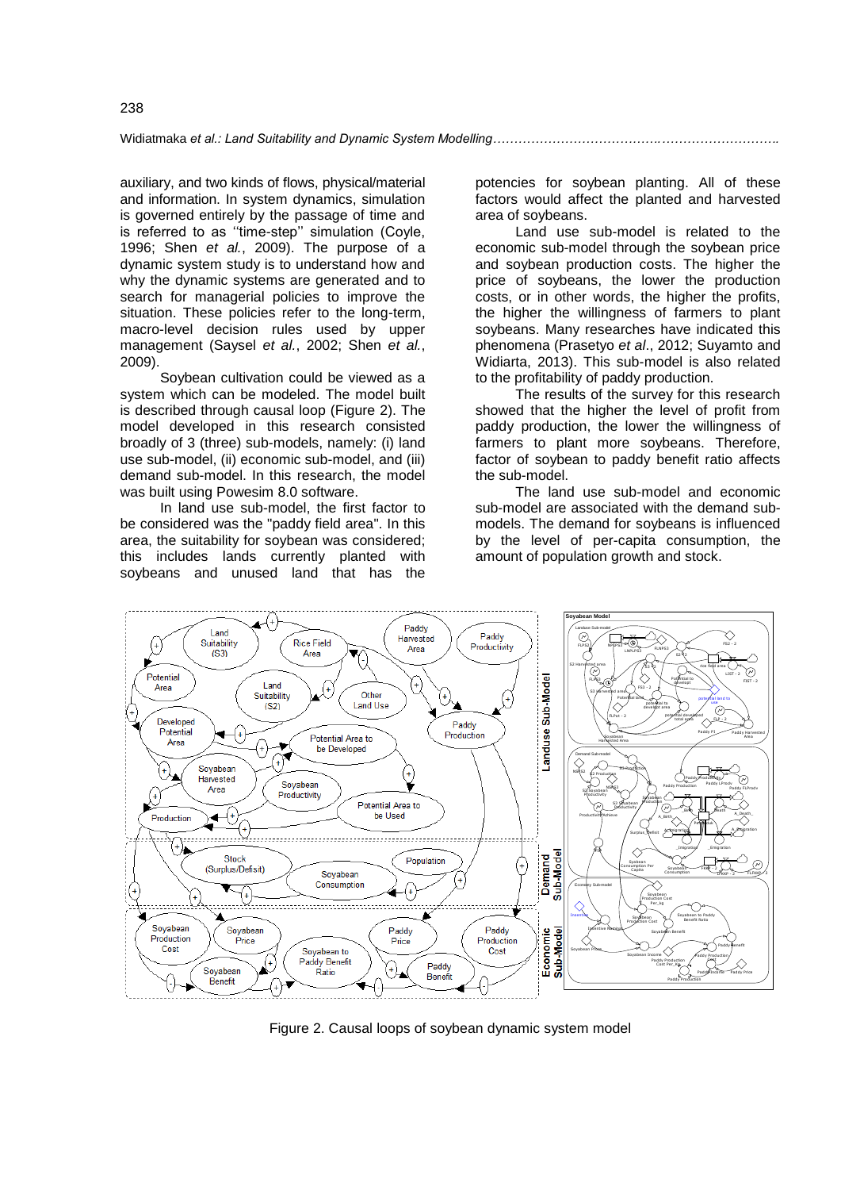auxiliary, and two kinds of flows, physical/material and information. In system dynamics, simulation is governed entirely by the passage of time and is referred to as ''time-step'' simulation (Coyle, 1996; Shen *et al.*, 2009). The purpose of a dynamic system study is to understand how and why the dynamic systems are generated and to search for managerial policies to improve the situation. These policies refer to the long-term, macro-level decision rules used by upper management (Saysel *et al.*, 2002; Shen *et al.*, 2009).

Soybean cultivation could be viewed as a system which can be modeled. The model built is described through causal loop (Figure 2). The model developed in this research consisted broadly of 3 (three) sub-models, namely: (i) land use sub-model, (ii) economic sub-model, and (iii) demand sub-model. In this research, the model was built using Powesim 8.0 software.

In land use sub-model, the first factor to be considered was the "paddy field area". In this area, the suitability for soybean was considered; this includes lands currently planted with soybeans and unused land that has the potencies for soybean planting. All of these factors would affect the planted and harvested area of soybeans.

Land use sub-model is related to the economic sub-model through the soybean price and soybean production costs. The higher the price of soybeans, the lower the production costs, or in other words, the higher the profits, the higher the willingness of farmers to plant soybeans. Many researches have indicated this phenomena (Prasetyo *et al*., 2012; Suyamto and Widiarta, 2013). This sub-model is also related to the profitability of paddy production.

The results of the survey for this research showed that the higher the level of profit from paddy production, the lower the willingness of farmers to plant more soybeans. Therefore, factor of soybean to paddy benefit ratio affects the sub-model.

The land use sub-model and economic sub-model are associated with the demand sub-models. The demand for soybeans is influenced by the level of per-capita consumption, the amount of population growth and stock.

Figure 2. Causal loops of soybean dynamic system model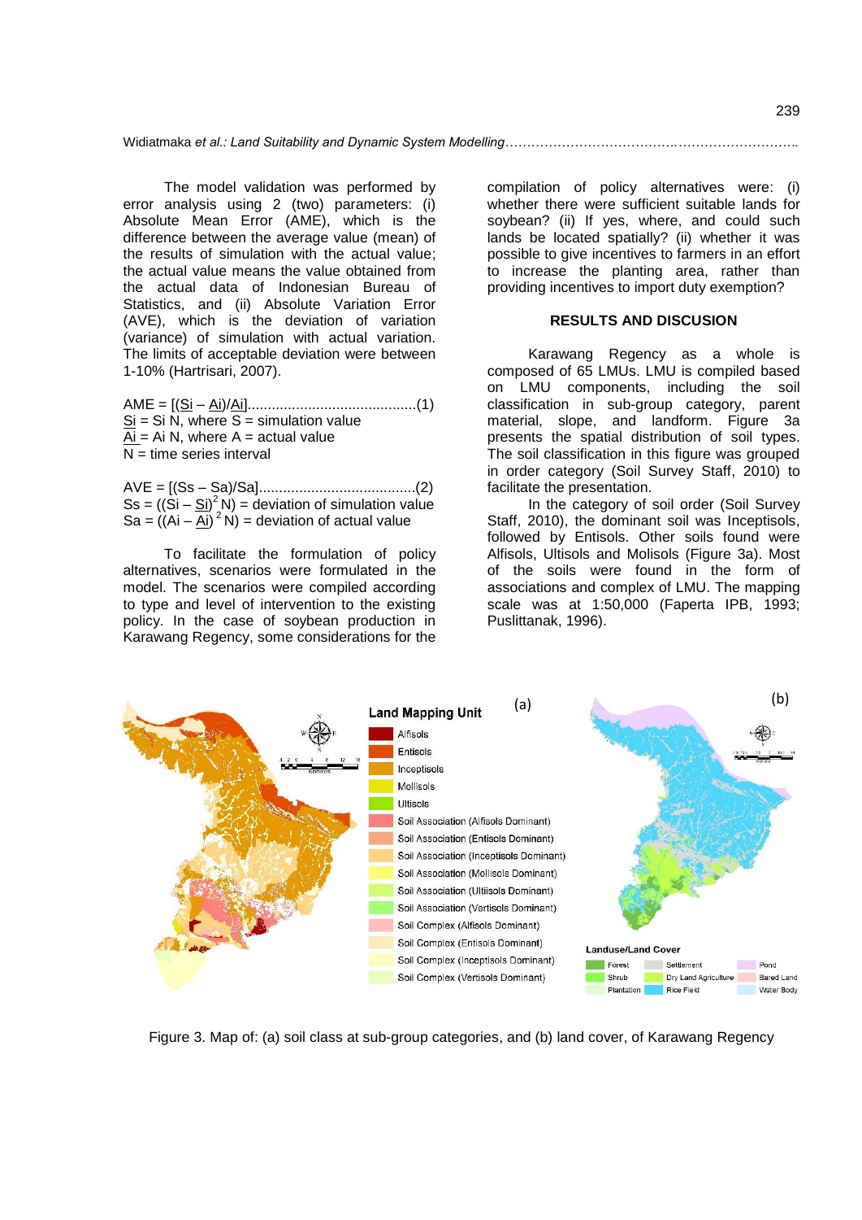The model validation was performed by error analysis using 2 (two) parameters: (i) Absolute Mean Error (AME), which is the difference between the average value (mean) of the results of simulation with the actual value; the actual value means the value obtained from the actual data of Indonesian Bureau of Statistics, and (ii) Absolute Variation Error (AVE), which is the deviation of variation (variance) of simulation with actual variation. The limits of acceptable deviation were between 1-10% (Hartrisari, 2007).

$$AME = [(\bar{S_i} - \bar{A_i})/\bar{A_i}] \quad (1)$$

$\bar{S_i}$ = Si N, where S = simulation value
$\bar{A_i}$ = Ai N, where A = actual value
N = time series interval

$$AVE = [(S_s - S_a)/S_a] \quad (2)$$

$S_s = ((S_i - \bar{S_i})^2 N)$ = deviation of simulation value
$S_a = ((A_i - \bar{A_i})^2 N)$ = deviation of actual value

To facilitate the formulation of policy alternatives, scenarios were formulated in the model. The scenarios were compiled according to type and level of intervention to the existing policy. In the case of soybean production in Karawang Regency, some considerations for the compilation of policy alternatives were: (i) whether there were sufficient suitable lands for soybean? (ii) If yes, where, and could such lands be located spatially? (ii) whether it was possible to give incentives to farmers in an effort to increase the planting area, rather than providing incentives to import duty exemption?

## RESULTS AND DISCUSION

Karawang Regency as a whole is composed of 65 LMUs. LMU is compiled based on LMU components, including the soil classification in sub-group category, parent material, slope, and landform. Figure 3a presents the spatial distribution of soil types. The soil classification in this figure was grouped in order category (Soil Survey Staff, 2010) to facilitate the presentation.

In the category of soil order (Soil Survey Staff, 2010), the dominant soil was Inceptisols, followed by Entisols. Other soils found were Alfisols, Ultisols and Molisols (Figure 3a). Most of the soils were found in the form of associations and complex of LMU. The mapping scale was at 1:50,000 (Faperta IPB, 1993; Puslittanak, 1996).

Figure 3. Map of: (a) soil class at sub-group categories, and (b) land cover, of Karawang Regency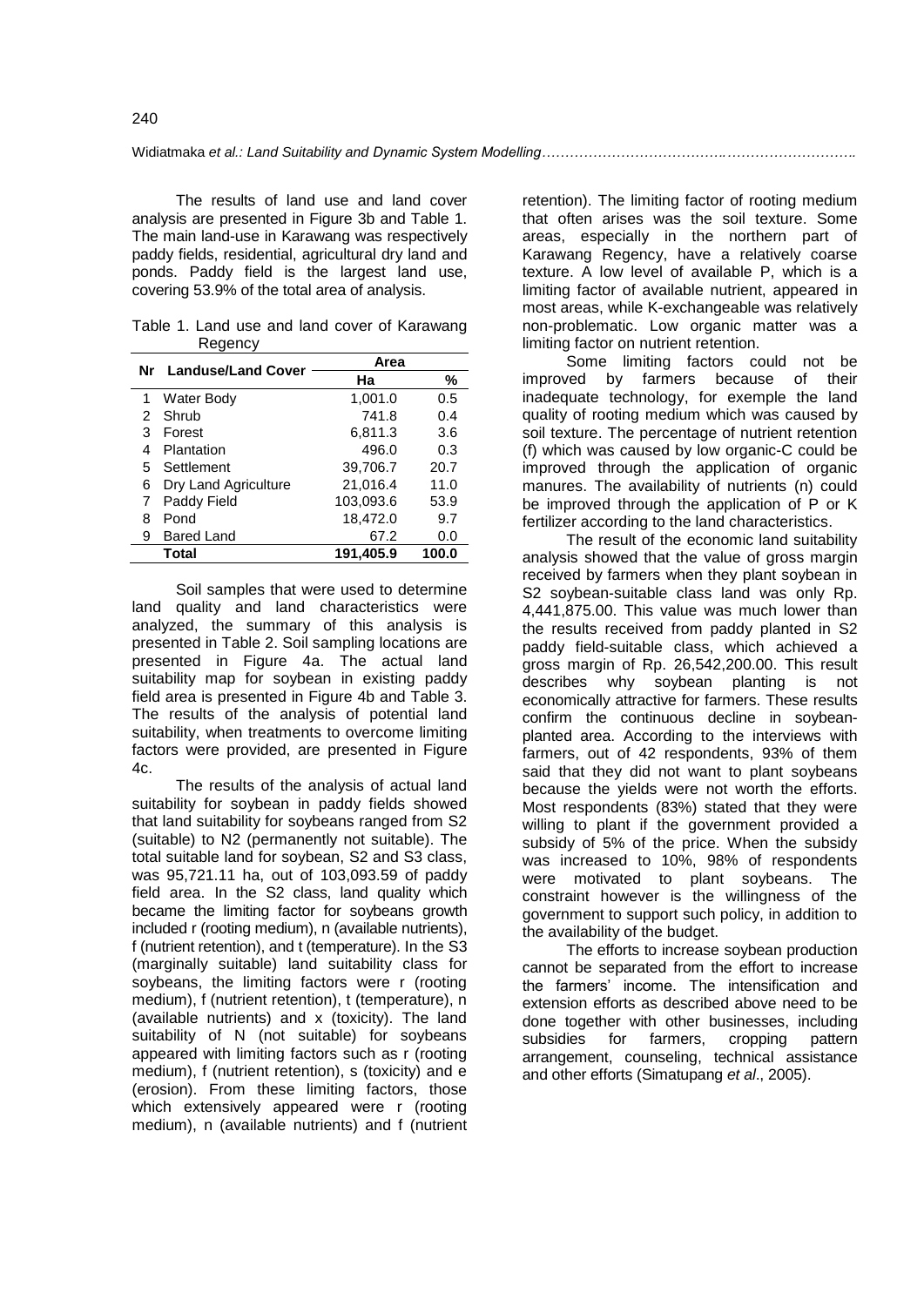The results of land use and land cover analysis are presented in Figure 3b and Table 1. The main land-use in Karawang was respectively paddy fields, residential, agricultural dry land and ponds. Paddy field is the largest land use, covering 53.9% of the total area of analysis.

Table 1. Land use and land cover of Karawang Regency

| Nr | Landuse/Land Cover | Area | |
|---|---|---|---|
| | | Ha | % |
| 1 | Water Body | 1,001.0 | 0.5 |
| 2 | Shrub | 741.8 | 0.4 |
| 3 | Forest | 6,811.3 | 3.6 |
| 4 | Plantation | 496.0 | 0.3 |
| 5 | Settlement | 39,706.7 | 20.7 |
| 6 | Dry Land Agriculture | 21,016.4 | 11.0 |
| 7 | Paddy Field | 103,093.6 | 53.9 |
| 8 | Pond | 18,472.0 | 9.7 |
| 9 | Bared Land | 67.2 | 0.0 |
| | **Total** | **191,405.9** | **100.0** |

Soil samples that were used to determine land quality and land characteristics were analyzed, the summary of this analysis is presented in Table 2. Soil sampling locations are presented in Figure 4a. The actual land suitability map for soybean in existing paddy field area is presented in Figure 4b and Table 3. The results of the analysis of potential land suitability, when treatments to overcome limiting factors were provided, are presented in Figure 4c.

The results of the analysis of actual land suitability for soybean in paddy fields showed that land suitability for soybeans ranged from S2 (suitable) to N2 (permanently not suitable). The total suitable land for soybean, S2 and S3 class, was 95,721.11 ha, out of 103,093.59 of paddy field area. In the S2 class, land quality which became the limiting factor for soybeans growth included r (rooting medium), n (available nutrients), f (nutrient retention), and t (temperature). In the S3 (marginally suitable) land suitability class for soybeans, the limiting factors were r (rooting medium), f (nutrient retention), t (temperature), n (available nutrients) and x (toxicity). The land suitability of N (not suitable) for soybeans appeared with limiting factors such as r (rooting medium), f (nutrient retention), s (toxicity) and e (erosion). From these limiting factors, those which extensively appeared were r (rooting medium), n (available nutrients) and f (nutrient retention). The limiting factor of rooting medium that often arises was the soil texture. Some areas, especially in the northern part of Karawang Regency, have a relatively coarse texture. A low level of available P, which is a limiting factor of available nutrient, appeared in most areas, while K-exchangeable was relatively non-problematic. Low organic matter was a limiting factor on nutrient retention.

Some limiting factors could not be improved by farmers because of their inadequate technology, for exemple the land quality of rooting medium which was caused by soil texture. The percentage of nutrient retention (f) which was caused by low organic-C could be improved through the application of organic manures. The availability of nutrients (n) could be improved through the application of P or K fertilizer according to the land characteristics.

The result of the economic land suitability analysis showed that the value of gross margin received by farmers when they plant soybean in S2 soybean-suitable class land was only Rp. 4,441,875.00. This value was much lower than the results received from paddy planted in S2 paddy field-suitable class, which achieved a gross margin of Rp. 26,542,200.00. This result describes why soybean planting is not economically attractive for farmers. These results confirm the continuous decline in soybean-planted area. According to the interviews with farmers, out of 42 respondents, 93% of them said that they did not want to plant soybeans because the yields were not worth the efforts. Most respondents (83%) stated that they were willing to plant if the government provided a subsidy of 5% of the price. When the subsidy was increased to 10%, 98% of respondents were motivated to plant soybeans. The constraint however is the willingness of the government to support such policy, in addition to the availability of the budget.

The efforts to increase soybean production cannot be separated from the effort to increase the farmers' income. The intensification and extension efforts as described above need to be done together with other businesses, including subsidies for farmers, cropping pattern arrangement, counseling, technical assistance and other efforts (Simatupang *et al*., 2005).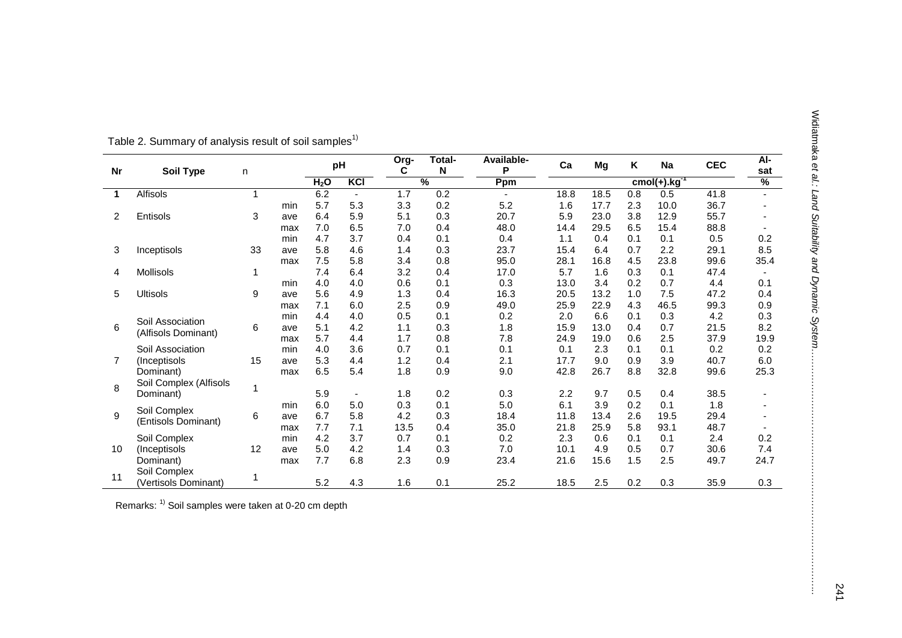Table 2. Summary of analysis result of soil samples[1)]

| Nr | Soil Type | n | | pH | | Org-C | Total-N | Available-P | Ca | Mg | K | Na | CEC | Al-sat |
|---|---|---|---|---|---|---|---|---|---|---|---|---|---|---|
| | | | | $H_2O$ | KCl | % | | Ppm | cmol(+).kg$^{-1}$ | | | | | % |
| **1** | Alfisols | 1 | | 6.2 | - | 1.7 | 0.2 | - | 18.8 | 18.5 | 0.8 | 0.5 | 41.8 | - |
| | | | min | 5.7 | 5.3 | 3.3 | 0.2 | 5.2 | 1.6 | 17.7 | 2.3 | 10.0 | 36.7 | - |
| 2 | Entisols | 3 | ave | 6.4 | 5.9 | 5.1 | 0.3 | 20.7 | 5.9 | 23.0 | 3.8 | 12.9 | 55.7 | - |
| | | | max | 7.0 | 6.5 | 7.0 | 0.4 | 48.0 | 14.4 | 29.5 | 6.5 | 15.4 | 88.8 | - |
| | | | min | 4.7 | 3.7 | 0.4 | 0.1 | 0.4 | 1.1 | 0.4 | 0.1 | 0.1 | 0.5 | 0.2 |
| 3 | Inceptisols | 33 | ave | 5.8 | 4.6 | 1.4 | 0.3 | 23.7 | 15.4 | 6.4 | 0.7 | 2.2 | 29.1 | 8.5 |
| | | | max | 7.5 | 5.8 | 3.4 | 0.8 | 95.0 | 28.1 | 16.8 | 4.5 | 23.8 | 99.6 | 35.4 |
| 4 | Mollisols | 1 | | 7.4 | 6.4 | 3.2 | 0.4 | 17.0 | 5.7 | 1.6 | 0.3 | 0.1 | 47.4 | - |
| | | | min | 4.0 | 4.0 | 0.6 | 0.1 | 0.3 | 13.0 | 3.4 | 0.2 | 0.7 | 4.4 | 0.1 |
| 5 | Ultisols | 9 | ave | 5.6 | 4.9 | 1.3 | 0.4 | 16.3 | 20.5 | 13.2 | 1.0 | 7.5 | 47.2 | 0.4 |
| | | | max | 7.1 | 6.0 | 2.5 | 0.9 | 49.0 | 25.9 | 22.9 | 4.3 | 46.5 | 99.3 | 0.9 |
| | | | min | 4.4 | 4.0 | 0.5 | 0.1 | 0.2 | 2.0 | 6.6 | 0.1 | 0.3 | 4.2 | 0.3 |
| 6 | Soil Association (Alfisols Dominant) | 6 | ave | 5.1 | 4.2 | 1.1 | 0.3 | 1.8 | 15.9 | 13.0 | 0.4 | 0.7 | 21.5 | 8.2 |
| | | | max | 5.7 | 4.4 | 1.7 | 0.8 | 7.8 | 24.9 | 19.0 | 0.6 | 2.5 | 37.9 | 19.9 |
| | | | min | 4.0 | 3.6 | 0.7 | 0.1 | 0.1 | 0.1 | 2.3 | 0.1 | 0.1 | 0.2 | 0.2 |
| 7 | Soil Association (Inceptisols Dominant) | 15 | ave | 5.3 | 4.4 | 1.2 | 0.4 | 2.1 | 17.7 | 9.0 | 0.9 | 3.9 | 40.7 | 6.0 |
| | | | max | 6.5 | 5.4 | 1.8 | 0.9 | 9.0 | 42.8 | 26.7 | 8.8 | 32.8 | 99.6 | 25.3 |
| 8 | Soil Complex (Alfisols Dominant) | 1 | | 5.9 | - | 1.8 | 0.2 | 0.3 | 2.2 | 9.7 | 0.5 | 0.4 | 38.5 | - |
| | | | min | 6.0 | 5.0 | 0.3 | 0.1 | 5.0 | 6.1 | 3.9 | 0.2 | 0.1 | 1.8 | - |
| 9 | Soil Complex (Entisols Dominant) | 6 | ave | 6.7 | 5.8 | 4.2 | 0.3 | 18.4 | 11.8 | 13.4 | 2.6 | 19.5 | 29.4 | - |
| | | | max | 7.7 | 7.1 | 13.5 | 0.4 | 35.0 | 21.8 | 25.9 | 5.8 | 93.1 | 48.7 | - |
| | | | min | 4.2 | 3.7 | 0.7 | 0.1 | 0.2 | 2.3 | 0.6 | 0.1 | 0.1 | 2.4 | 0.2 |
| 10 | Soil Complex (Inceptisols Dominant) | 12 | ave | 5.0 | 4.2 | 1.4 | 0.3 | 7.0 | 10.1 | 4.9 | 0.5 | 0.7 | 30.6 | 7.4 |
| | | | max | 7.7 | 6.8 | 2.3 | 0.9 | 23.4 | 21.6 | 15.6 | 1.5 | 2.5 | 49.7 | 24.7 |
| 11 | Soil Complex (Vertisols Dominant) | 1 | | 5.2 | 4.3 | 1.6 | 0.1 | 25.2 | 18.5 | 2.5 | 0.2 | 0.3 | 35.9 | 0.3 |

Remarks: [1)] Soil samples were taken at 0-20 cm depth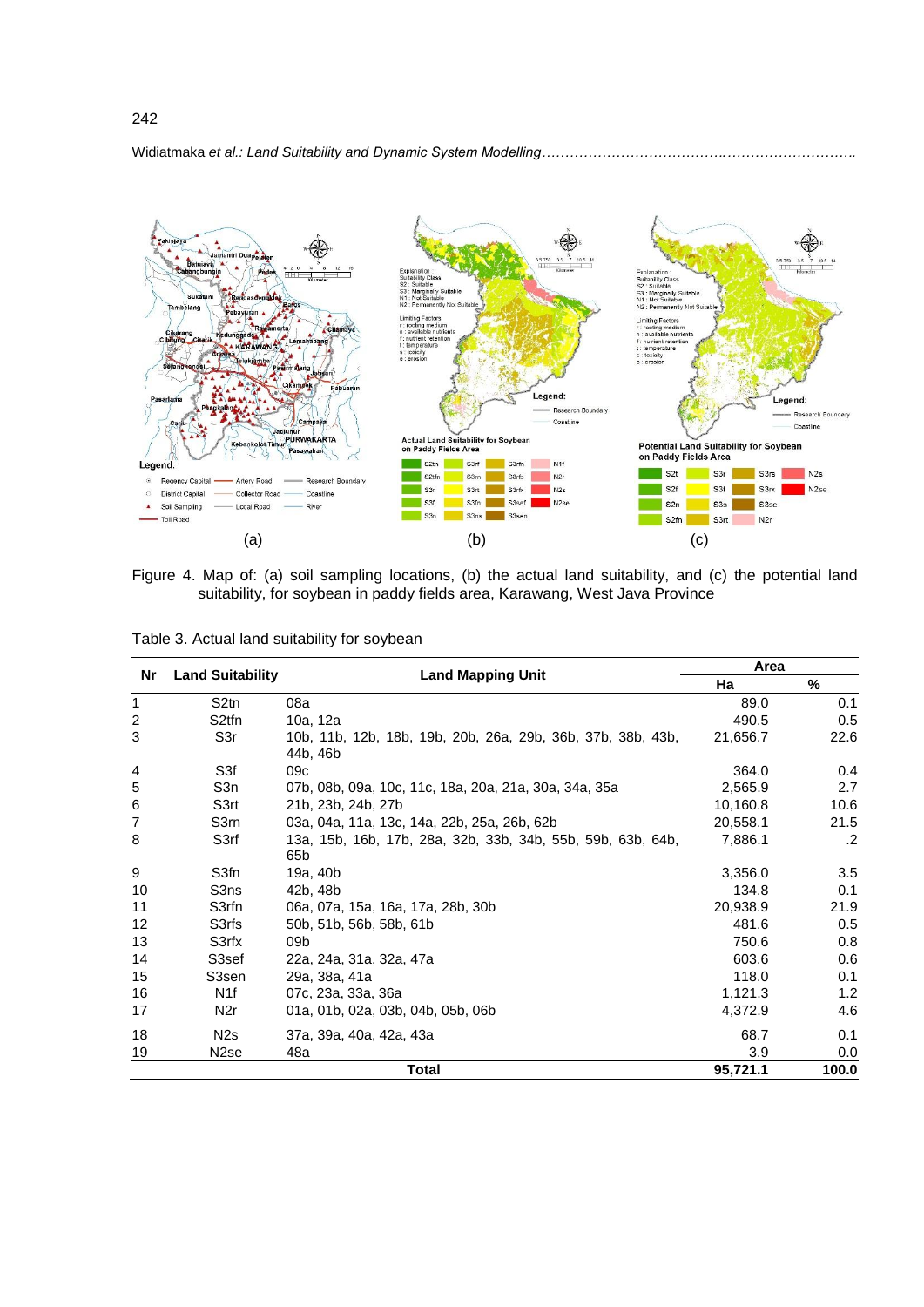Figure 4. Map of: (a) soil sampling locations, (b) the actual land suitability, and (c) the potential land suitability, for soybean in paddy fields area, Karawang, West Java Province

Table 3. Actual land suitability for soybean

| Nr | Land Suitability | Land Mapping Unit | Area | |
|---|---|---|---|---|
| | | | Ha | % |
| 1 | S2tn | 08a | 89.0 | 0.1 |
| 2 | S2tfn | 10a, 12a | 490.5 | 0.5 |
| 3 | S3r | 10b, 11b, 12b, 18b, 19b, 20b, 26a, 29b, 36b, 37b, 38b, 43b, 44b, 46b | 21,656.7 | 22.6 |
| 4 | S3f | 09c | 364.0 | 0.4 |
| 5 | S3n | 07b, 08b, 09a, 10c, 11c, 18a, 20a, 21a, 30a, 34a, 35a | 2,565.9 | 2.7 |
| 6 | S3rt | 21b, 23b, 24b, 27b | 10,160.8 | 10.6 |
| 7 | S3rn | 03a, 04a, 11a, 13c, 14a, 22b, 25a, 26b, 62b | 20,558.1 | 21.5 |
| 8 | S3rf | 13a, 15b, 16b, 17b, 28a, 32b, 33b, 34b, 55b, 59b, 63b, 64b, 65b | 7,886.1 | .2 |
| 9 | S3fn | 19a, 40b | 3,356.0 | 3.5 |
| 10 | S3ns | 42b, 48b | 134.8 | 0.1 |
| 11 | S3rfn | 06a, 07a, 15a, 16a, 17a, 28b, 30b | 20,938.9 | 21.9 |
| 12 | S3rfs | 50b, 51b, 56b, 58b, 61b | 481.6 | 0.5 |
| 13 | S3rfx | 09b | 750.6 | 0.8 |
| 14 | S3sef | 22a, 24a, 31a, 32a, 47a | 603.6 | 0.6 |
| 15 | S3sen | 29a, 38a, 41a | 118.0 | 0.1 |
| 16 | N1f | 07c, 23a, 33a, 36a | 1,121.3 | 1.2 |
| 17 | N2r | 01a, 01b, 02a, 03b, 04b, 05b, 06b | 4,372.9 | 4.6 |
| 18 | N2s | 37a, 39a, 40a, 42a, 43a | 68.7 | 0.1 |
| 19 | N2se | 48a | 3.9 | 0.0 |
| | | **Total** | **95,721.1** | **100.0** |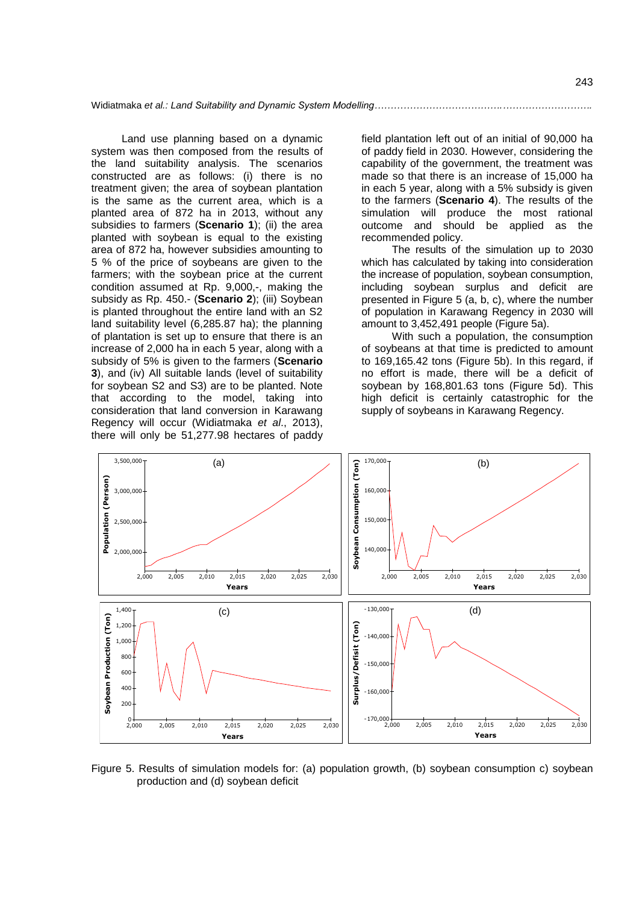Land use planning based on a dynamic system was then composed from the results of the land suitability analysis. The scenarios constructed are as follows: (i) there is no treatment given; the area of soybean plantation is the same as the current area, which is a planted area of 872 ha in 2013, without any subsidies to farmers (**Scenario 1**); (ii) the area planted with soybean is equal to the existing area of 872 ha, however subsidies amounting to 5 % of the price of soybeans are given to the farmers; with the soybean price at the current condition assumed at Rp. 9,000,-, making the subsidy as Rp. 450.- (**Scenario 2**); (iii) Soybean is planted throughout the entire land with an S2 land suitability level (6,285.87 ha); the planning of plantation is set up to ensure that there is an increase of 2,000 ha in each 5 year, along with a subsidy of 5% is given to the farmers (**Scenario 3**), and (iv) All suitable lands (level of suitability for soybean S2 and S3) are to be planted. Note that according to the model, taking into consideration that land conversion in Karawang Regency will occur (Widiatmaka *et al*., 2013), there will only be 51,277.98 hectares of paddy field plantation left out of an initial of 90,000 ha of paddy field in 2030. However, considering the capability of the government, the treatment was made so that there is an increase of 15,000 ha in each 5 year, along with a 5% subsidy is given to the farmers (**Scenario 4**). The results of the simulation will produce the most rational outcome and should be applied as the recommended policy.

The results of the simulation up to 2030 which has calculated by taking into consideration the increase of population, soybean consumption, including soybean surplus and deficit are presented in Figure 5 (a, b, c), where the number of population in Karawang Regency in 2030 will amount to 3,452,491 people (Figure 5a).

With such a population, the consumption of soybeans at that time is predicted to amount to 169,165.42 tons (Figure 5b). In this regard, if no effort is made, there will be a deficit of soybean by 168,801.63 tons (Figure 5d). This high deficit is certainly catastrophic for the supply of soybeans in Karawang Regency.

Figure 5. Results of simulation models for: (a) population growth, (b) soybean consumption c) soybean production and (d) soybean deficit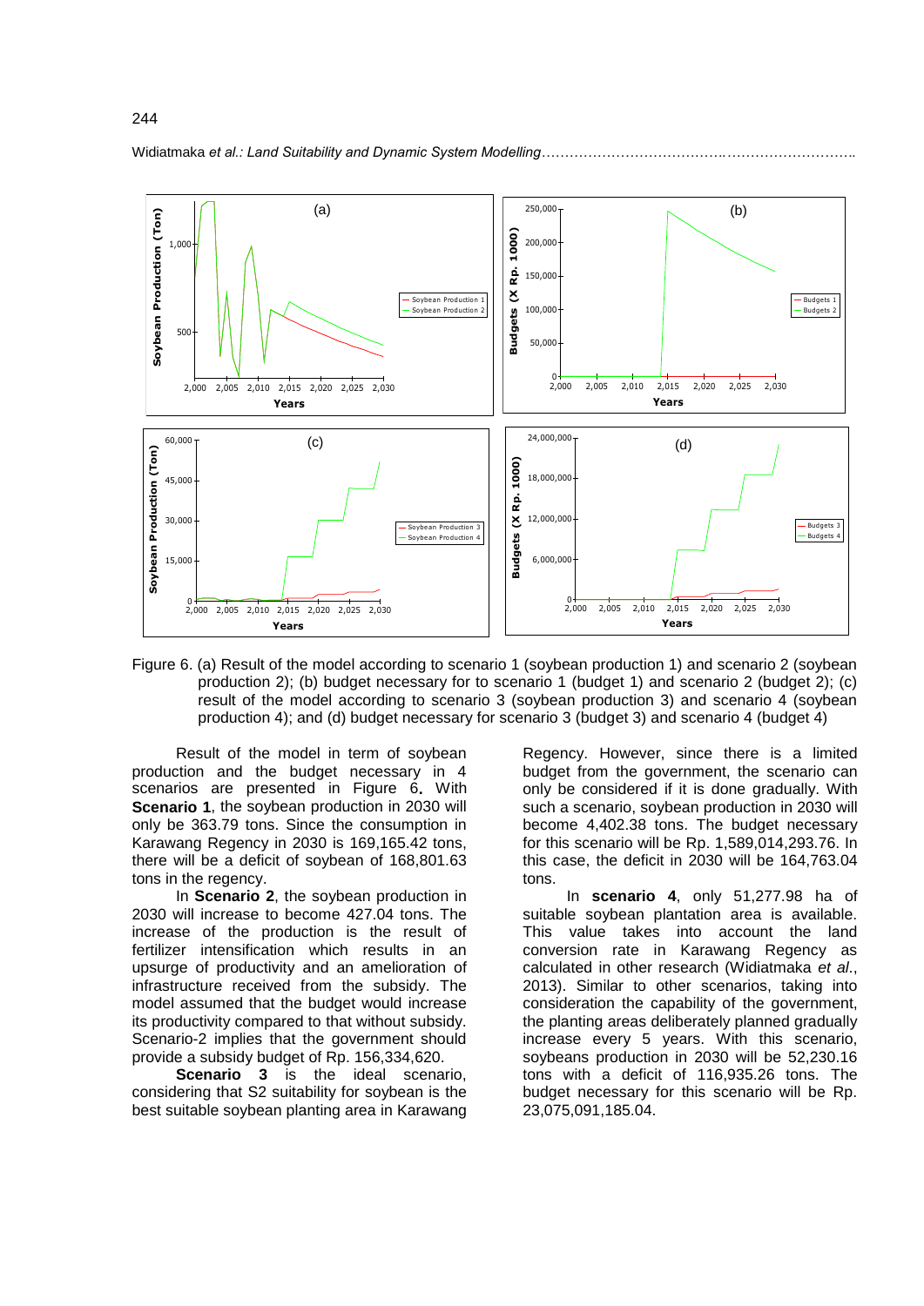Figure 6. (a) Result of the model according to scenario 1 (soybean production 1) and scenario 2 (soybean production 2); (b) budget necessary for to scenario 1 (budget 1) and scenario 2 (budget 2); (c) result of the model according to scenario 3 (soybean production 3) and scenario 4 (soybean production 4); and (d) budget necessary for scenario 3 (budget 3) and scenario 4 (budget 4)

Result of the model in term of soybean production and the budget necessary in 4 scenarios are presented in Figure 6**.** With **Scenario 1**, the soybean production in 2030 will only be 363.79 tons. Since the consumption in Karawang Regency in 2030 is 169,165.42 tons, there will be a deficit of soybean of 168,801.63 tons in the regency.

In **Scenario 2**, the soybean production in 2030 will increase to become 427.04 tons. The increase of the production is the result of fertilizer intensification which results in an upsurge of productivity and an amelioration of infrastructure received from the subsidy. The model assumed that the budget would increase its productivity compared to that without subsidy. Scenario-2 implies that the government should provide a subsidy budget of Rp. 156,334,620.

**Scenario 3** is the ideal scenario, considering that S2 suitability for soybean is the best suitable soybean planting area in Karawang Regency. However, since there is a limited budget from the government, the scenario can only be considered if it is done gradually. With such a scenario, soybean production in 2030 will become 4,402.38 tons. The budget necessary for this scenario will be Rp. 1,589,014,293.76. In this case, the deficit in 2030 will be 164,763.04 tons.

In **scenario 4**, only 51,277.98 ha of suitable soybean plantation area is available. This value takes into account the land conversion rate in Karawang Regency as calculated in other research (Widiatmaka *et al*., 2013). Similar to other scenarios, taking into consideration the capability of the government, the planting areas deliberately planned gradually increase every 5 years. With this scenario, soybeans production in 2030 will be 52,230.16 tons with a deficit of 116,935.26 tons. The budget necessary for this scenario will be Rp. 23,075,091,185.04.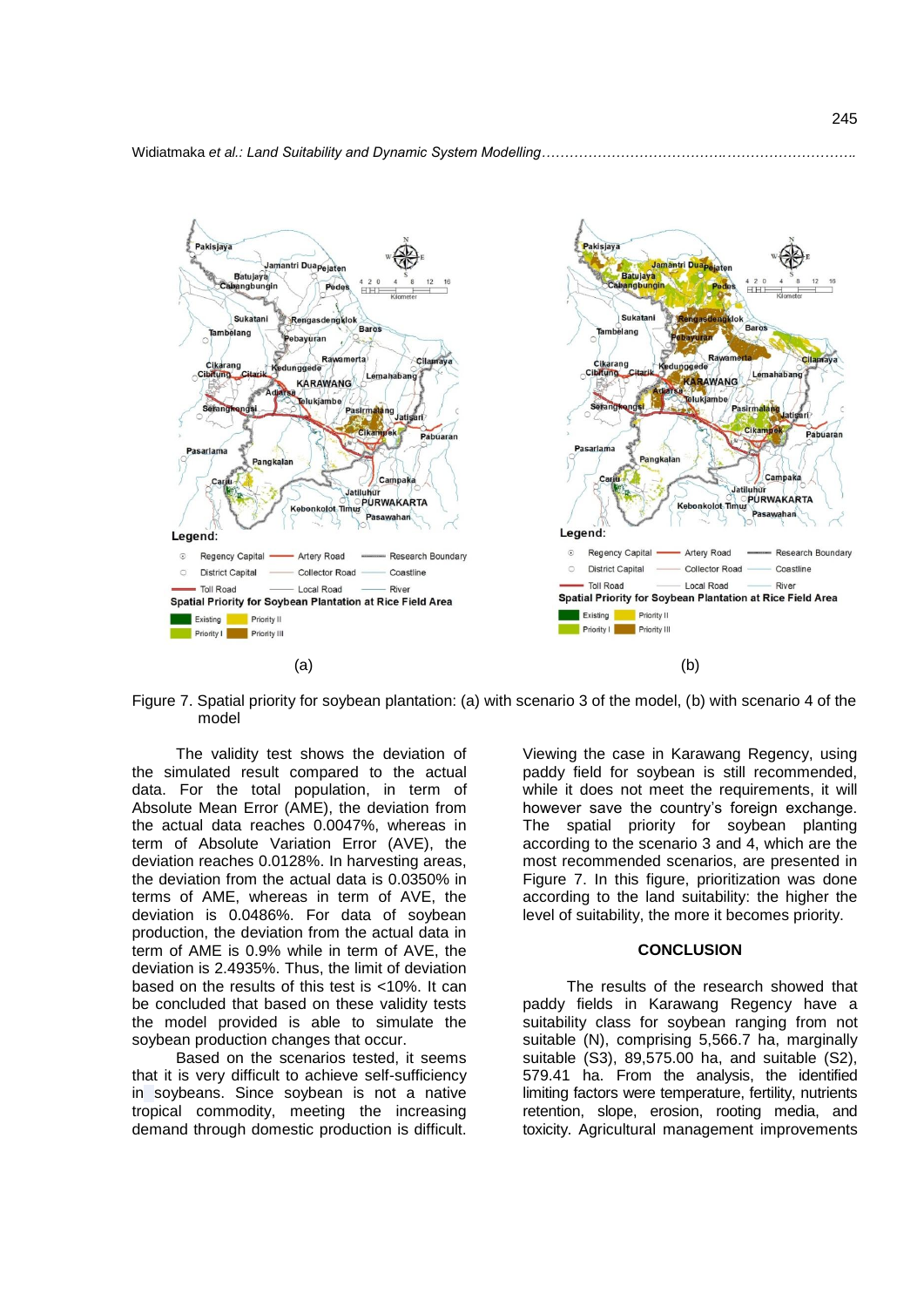Figure 7. Spatial priority for soybean plantation: (a) with scenario 3 of the model, (b) with scenario 4 of the model

The validity test shows the deviation of the simulated result compared to the actual data. For the total population, in term of Absolute Mean Error (AME), the deviation from the actual data reaches 0.0047%, whereas in term of Absolute Variation Error (AVE), the deviation reaches 0.0128%. In harvesting areas, the deviation from the actual data is 0.0350% in terms of AME, whereas in term of AVE, the deviation is 0.0486%. For data of soybean production, the deviation from the actual data in term of AME is 0.9% while in term of AVE, the deviation is 2.4935%. Thus, the limit of deviation based on the results of this test is <10%. It can be concluded that based on these validity tests the model provided is able to simulate the soybean production changes that occur.

Based on the scenarios tested, it seems that it is very difficult to achieve self-sufficiency in soybeans. Since soybean is not a native tropical commodity, meeting the increasing demand through domestic production is difficult. Viewing the case in Karawang Regency, using paddy field for soybean is still recommended, while it does not meet the requirements, it will however save the country's foreign exchange. The spatial priority for soybean planting according to the scenario 3 and 4, which are the most recommended scenarios, are presented in Figure 7. In this figure, prioritization was done according to the land suitability: the higher the level of suitability, the more it becomes priority.

## CONCLUSION

The results of the research showed that paddy fields in Karawang Regency have a suitability class for soybean ranging from not suitable (N), comprising 5,566.7 ha, marginally suitable (S3), 89,575.00 ha, and suitable (S2), 579.41 ha. From the analysis, the identified limiting factors were temperature, fertility, nutrients retention, slope, erosion, rooting media, and toxicity. Agricultural management improvements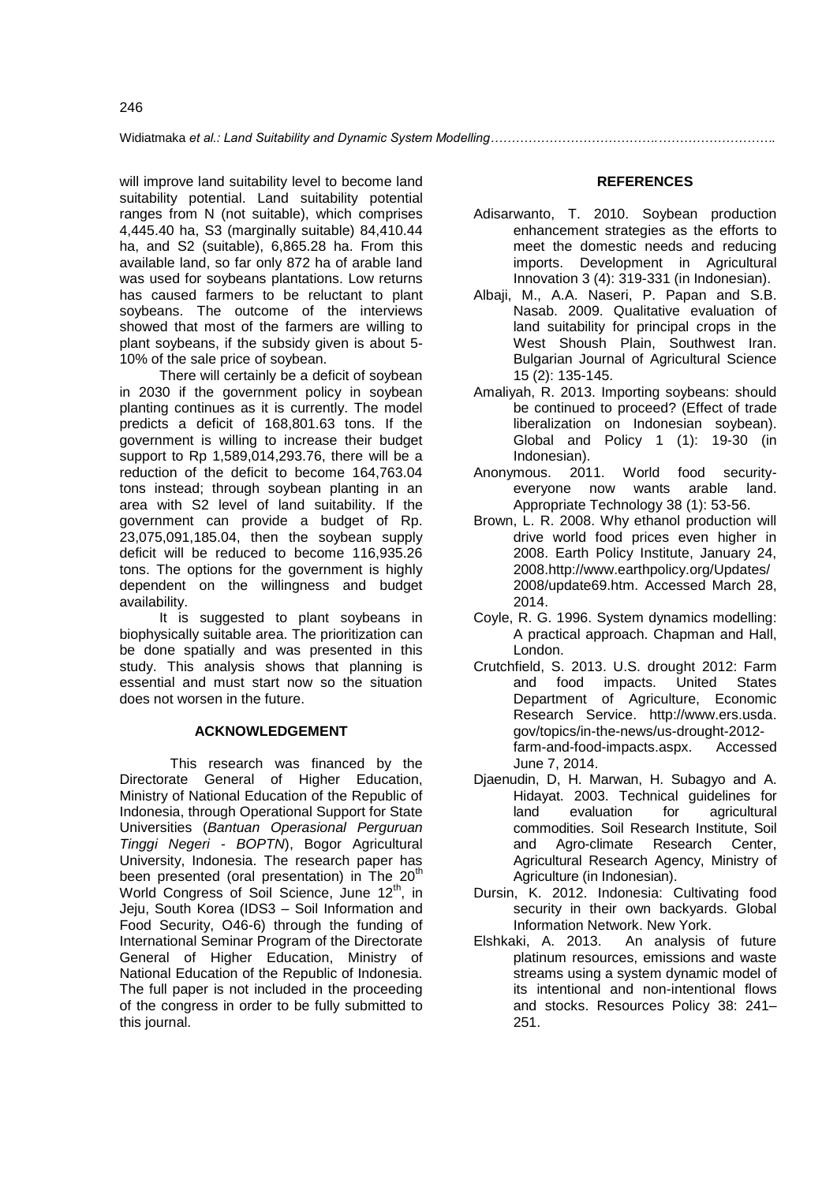will improve land suitability level to become land suitability potential. Land suitability potential ranges from N (not suitable), which comprises 4,445.40 ha, S3 (marginally suitable) 84,410.44 ha, and S2 (suitable), 6,865.28 ha. From this available land, so far only 872 ha of arable land was used for soybeans plantations. Low returns has caused farmers to be reluctant to plant soybeans. The outcome of the interviews showed that most of the farmers are willing to plant soybeans, if the subsidy given is about 5-10% of the sale price of soybean.

There will certainly be a deficit of soybean in 2030 if the government policy in soybean planting continues as it is currently. The model predicts a deficit of 168,801.63 tons. If the government is willing to increase their budget support to Rp 1,589,014,293.76, there will be a reduction of the deficit to become 164,763.04 tons instead; through soybean planting in an area with S2 level of land suitability. If the government can provide a budget of Rp. 23,075,091,185.04, then the soybean supply deficit will be reduced to become 116,935.26 tons. The options for the government is highly dependent on the willingness and budget availability.

It is suggested to plant soybeans in biophysically suitable area. The prioritization can be done spatially and was presented in this study. This analysis shows that planning is essential and must start now so the situation does not worsen in the future.

## ACKNOWLEDGEMENT

This research was financed by the Directorate General of Higher Education, Ministry of National Education of the Republic of Indonesia, through Operational Support for State Universities (*Bantuan Operasional Perguruan Tinggi Negeri - BOPTN*), Bogor Agricultural University, Indonesia. The research paper has been presented (oral presentation) in The 20th World Congress of Soil Science, June 12th, in Jeju, South Korea (IDS3 – Soil Information and Food Security, O46-6) through the funding of International Seminar Program of the Directorate General of Higher Education, Ministry of National Education of the Republic of Indonesia. The full paper is not included in the proceeding of the congress in order to be fully submitted to this journal.

## REFERENCES

Adisarwanto, T. 2010. Soybean production enhancement strategies as the efforts to meet the domestic needs and reducing imports. Development in Agricultural Innovation 3 (4): 319-331 (in Indonesian).

Albaji, M., A.A. Naseri, P. Papan and S.B. Nasab. 2009. Qualitative evaluation of land suitability for principal crops in the West Shoush Plain, Southwest Iran. Bulgarian Journal of Agricultural Science 15 (2): 135-145.

Amaliyah, R. 2013. Importing soybeans: should be continued to proceed? (Effect of trade liberalization on Indonesian soybean). Global and Policy 1 (1): 19-30 (in Indonesian).

Anonymous. 2011. World food security-everyone now wants arable land. Appropriate Technology 38 (1): 53-56.

Brown, L. R. 2008. Why ethanol production will drive world food prices even higher in 2008. Earth Policy Institute, January 24, 2008.http://www.earthpolicy.org/Updates/2008/update69.htm. Accessed March 28, 2014.

Coyle, R. G. 1996. System dynamics modelling: A practical approach. Chapman and Hall, London.

Crutchfield, S. 2013. U.S. drought 2012: Farm and food impacts. United States Department of Agriculture, Economic Research Service. http://www.ers.usda.gov/topics/in-the-news/us-drought-2012-farm-and-food-impacts.aspx. Accessed June 7, 2014.

Djaenudin, D, H. Marwan, H. Subagyo and A. Hidayat. 2003. Technical guidelines for land evaluation for agricultural commodities. Soil Research Institute, Soil and Agro-climate Research Center, Agricultural Research Agency, Ministry of Agriculture (in Indonesian).

Dursin, K. 2012. Indonesia: Cultivating food security in their own backyards. Global Information Network. New York.

Elshkaki, A. 2013. An analysis of future platinum resources, emissions and waste streams using a system dynamic model of its intentional and non-intentional flows and stocks. Resources Policy 38: 241–251.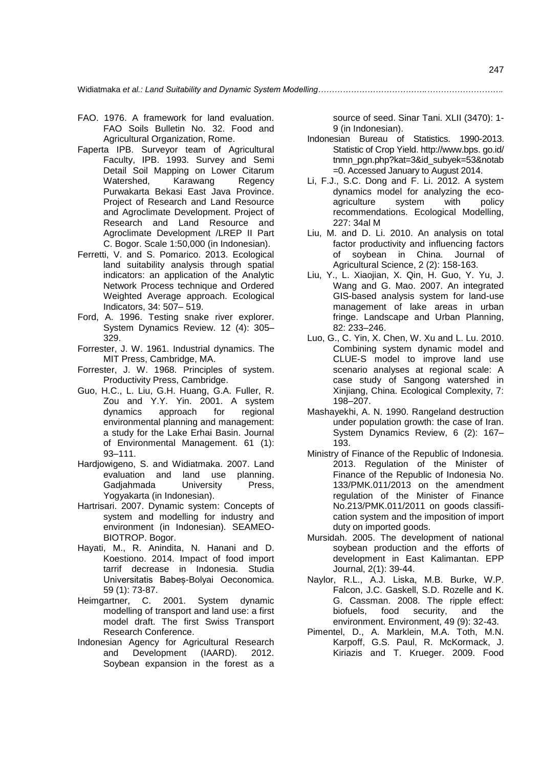FAO. 1976. A framework for land evaluation. FAO Soils Bulletin No. 32. Food and Agricultural Organization, Rome.

Faperta IPB. Surveyor team of Agricultural Faculty, IPB. 1993. Survey and Semi Detail Soil Mapping on Lower Citarum Watershed, Karawang Regency Purwakarta Bekasi East Java Province. Project of Research and Land Resource and Agroclimate Development. Project of Research and Land Resource and Agroclimate Development /LREP II Part C. Bogor. Scale 1:50,000 (in Indonesian).

Ferretti, V. and S. Pomarico. 2013. Ecological land suitability analysis through spatial indicators: an application of the Analytic Network Process technique and Ordered Weighted Average approach. Ecological Indicators, 34: 507– 519.

Ford, A. 1996. Testing snake river explorer. System Dynamics Review. 12 (4): 305–329.

Forrester, J. W. 1961. Industrial dynamics. The MIT Press, Cambridge, MA.

Forrester, J. W. 1968. Principles of system. Productivity Press, Cambridge.

Guo, H.C., L. Liu, G.H. Huang, G.A. Fuller, R. Zou and Y.Y. Yin. 2001. A system dynamics approach for regional environmental planning and management: a study for the Lake Erhai Basin. Journal of Environmental Management. 61 (1): 93–111.

Hardjowigeno, S. and Widiatmaka. 2007. Land evaluation and land use planning. Gadjahmada University Press, Yogyakarta (in Indonesian).

Hartrisari. 2007. Dynamic system: Concepts of system and modelling for industry and environment (in Indonesian). SEAMEO-BIOTROP. Bogor.

Hayati, M., R. Anindita, N. Hanani and D. Koestiono. 2014. Impact of food import tarrif decrease in Indonesia. Studia Universitatis Babeș-Bolyai Oeconomica. 59 (1): 73-87.

Heimgartner, C. 2001. System dynamic modelling of transport and land use: a first model draft. The first Swiss Transport Research Conference.

Indonesian Agency for Agricultural Research and Development (IAARD). 2012. Soybean expansion in the forest as a source of seed. Sinar Tani. XLII (3470): 1-9 (in Indonesian).

Indonesian Bureau of Statistics. 1990-2013. Statistic of Crop Yield. http://www.bps. go.id/ tnmn_pgn.php?kat=3&id_subyek=53&notab =0. Accessed January to August 2014.

Li, F.J., S.C. Dong and F. Li. 2012. A system dynamics model for analyzing the eco-agriculture system with policy recommendations. Ecological Modelling, 227: 34al M

Liu, M. and D. Li. 2010. An analysis on total factor productivity and influencing factors of soybean in China. Journal of Agricultural Science, 2 (2): 158-163.

Liu, Y., L. Xiaojian, X. Qin, H. Guo, Y. Yu, J. Wang and G. Mao. 2007. An integrated GIS-based analysis system for land-use management of lake areas in urban fringe. Landscape and Urban Planning, 82: 233–246.

Luo, G., C. Yin, X. Chen, W. Xu and L. Lu. 2010. Combining system dynamic model and CLUE-S model to improve land use scenario analyses at regional scale: A case study of Sangong watershed in Xinjiang, China. Ecological Complexity, 7: 198–207.

Mashayekhi, A. N. 1990. Rangeland destruction under population growth: the case of Iran. System Dynamics Review, 6 (2): 167–193.

Ministry of Finance of the Republic of Indonesia. 2013. Regulation of the Minister of Finance of the Republic of Indonesia No. 133/PMK.011/2013 on the amendment regulation of the Minister of Finance No.213/PMK.011/2011 on goods classification system and the imposition of import duty on imported goods.

Mursidah. 2005. The development of national soybean production and the efforts of development in East Kalimantan. EPP Journal, 2(1): 39-44.

Naylor, R.L., A.J. Liska, M.B. Burke, W.P. Falcon, J.C. Gaskell, S.D. Rozelle and K. G. Cassman. 2008. The ripple effect: biofuels, food security, and the environment. Environment, 49 (9): 32-43.

Pimentel, D., A. Marklein, M.A. Toth, M.N. Karpoff, G.S. Paul, R. McKormack, J. Kiriazis and T. Krueger. 2009. Food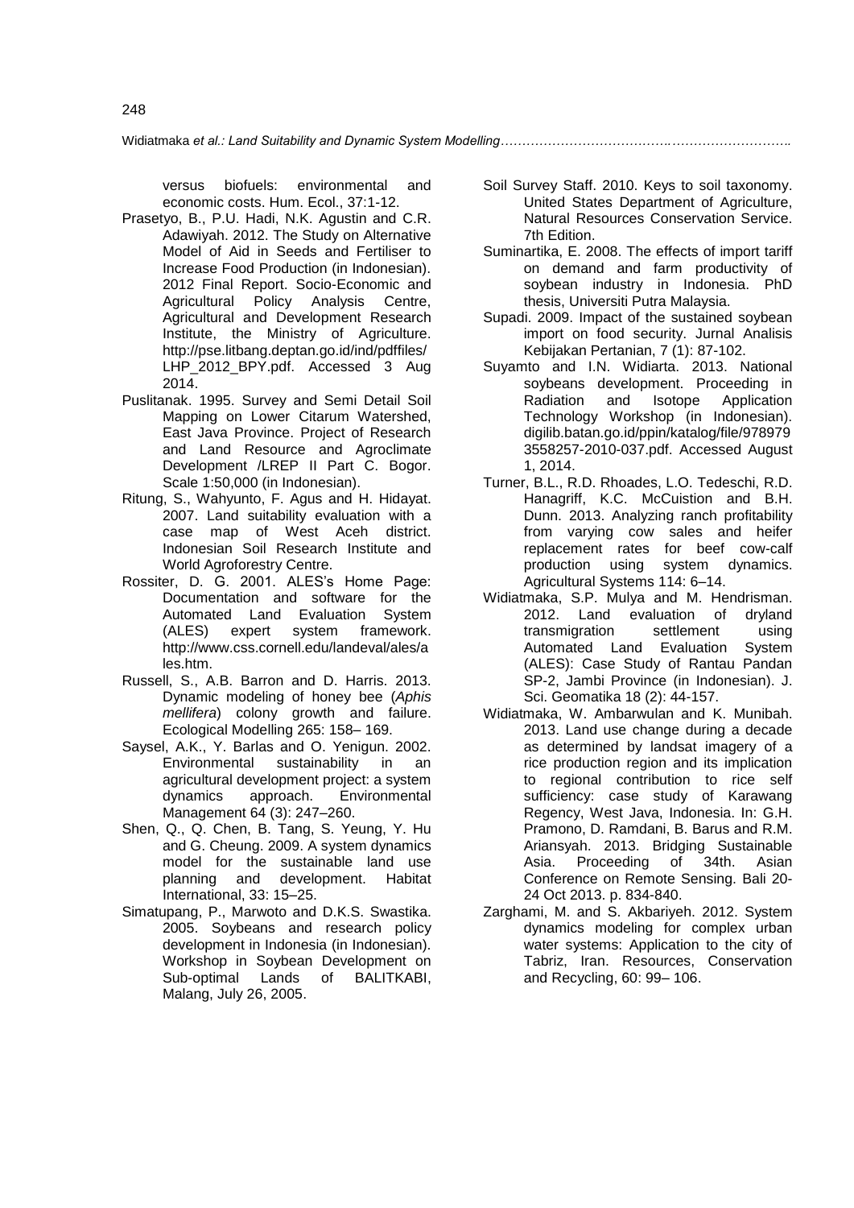versus biofuels: environmental and economic costs. Hum. Ecol., 37:1-12.

Prasetyo, B., P.U. Hadi, N.K. Agustin and C.R. Adawiyah. 2012. The Study on Alternative Model of Aid in Seeds and Fertiliser to Increase Food Production (in Indonesian). 2012 Final Report. Socio-Economic and Agricultural Policy Analysis Centre, Agricultural and Development Research Institute, the Ministry of Agriculture. http://pse.litbang.deptan.go.id/ind/pdffiles/LHP_2012_BPY.pdf. Accessed 3 Aug 2014.

Puslitanak. 1995. Survey and Semi Detail Soil Mapping on Lower Citarum Watershed, East Java Province. Project of Research and Land Resource and Agroclimate Development /LREP II Part C. Bogor. Scale 1:50,000 (in Indonesian).

Ritung, S., Wahyunto, F. Agus and H. Hidayat. 2007. Land suitability evaluation with a case map of West Aceh district. Indonesian Soil Research Institute and World Agroforestry Centre.

Rossiter, D. G. 2001. ALES's Home Page: Documentation and software for the Automated Land Evaluation System (ALES) expert system framework. http://www.css.cornell.edu/landeval/ales/ales.htm.

Russell, S., A.B. Barron and D. Harris. 2013. Dynamic modeling of honey bee (*Aphis mellifera*) colony growth and failure. Ecological Modelling 265: 158– 169.

Saysel, A.K., Y. Barlas and O. Yenigun. 2002. Environmental sustainability in an agricultural development project: a system dynamics approach. Environmental Management 64 (3): 247–260.

Shen, Q., Q. Chen, B. Tang, S. Yeung, Y. Hu and G. Cheung. 2009. A system dynamics model for the sustainable land use planning and development. Habitat International, 33: 15–25.

Simatupang, P., Marwoto and D.K.S. Swastika. 2005. Soybeans and research policy development in Indonesia (in Indonesian). Workshop in Soybean Development on Sub-optimal Lands of BALITKABI, Malang, July 26, 2005.

Soil Survey Staff. 2010. Keys to soil taxonomy. United States Department of Agriculture, Natural Resources Conservation Service. 7th Edition.

Suminartika, E. 2008. The effects of import tariff on demand and farm productivity of soybean industry in Indonesia. PhD thesis, Universiti Putra Malaysia.

Supadi. 2009. Impact of the sustained soybean import on food security. Jurnal Analisis Kebijakan Pertanian, 7 (1): 87-102.

Suyamto and I.N. Widiarta. 2013. National soybeans development. Proceeding in Radiation and Isotope Application Technology Workshop (in Indonesian). digilib.batan.go.id/ppin/katalog/file/9789793558257-2010-037.pdf. Accessed August 1, 2014.

Turner, B.L., R.D. Rhoades, L.O. Tedeschi, R.D. Hanagriff, K.C. McCuistion and B.H. Dunn. 2013. Analyzing ranch profitability from varying cow sales and heifer replacement rates for beef cow-calf production using system dynamics. Agricultural Systems 114: 6–14.

Widiatmaka, S.P. Mulya and M. Hendrisman. 2012. Land evaluation of dryland transmigration settlement using Automated Land Evaluation System (ALES): Case Study of Rantau Pandan SP-2, Jambi Province (in Indonesian). J. Sci. Geomatika 18 (2): 44-157.

Widiatmaka, W. Ambarwulan and K. Munibah. 2013. Land use change during a decade as determined by landsat imagery of a rice production region and its implication to regional contribution to rice self sufficiency: case study of Karawang Regency, West Java, Indonesia. In: G.H. Pramono, D. Ramdani, B. Barus and R.M. Ariansyah. 2013. Bridging Sustainable Asia. Proceeding of 34th. Asian Conference on Remote Sensing. Bali 20-24 Oct 2013. p. 834-840.

Zarghami, M. and S. Akbariyeh. 2012. System dynamics modeling for complex urban water systems: Application to the city of Tabriz, Iran. Resources, Conservation and Recycling, 60: 99– 106.